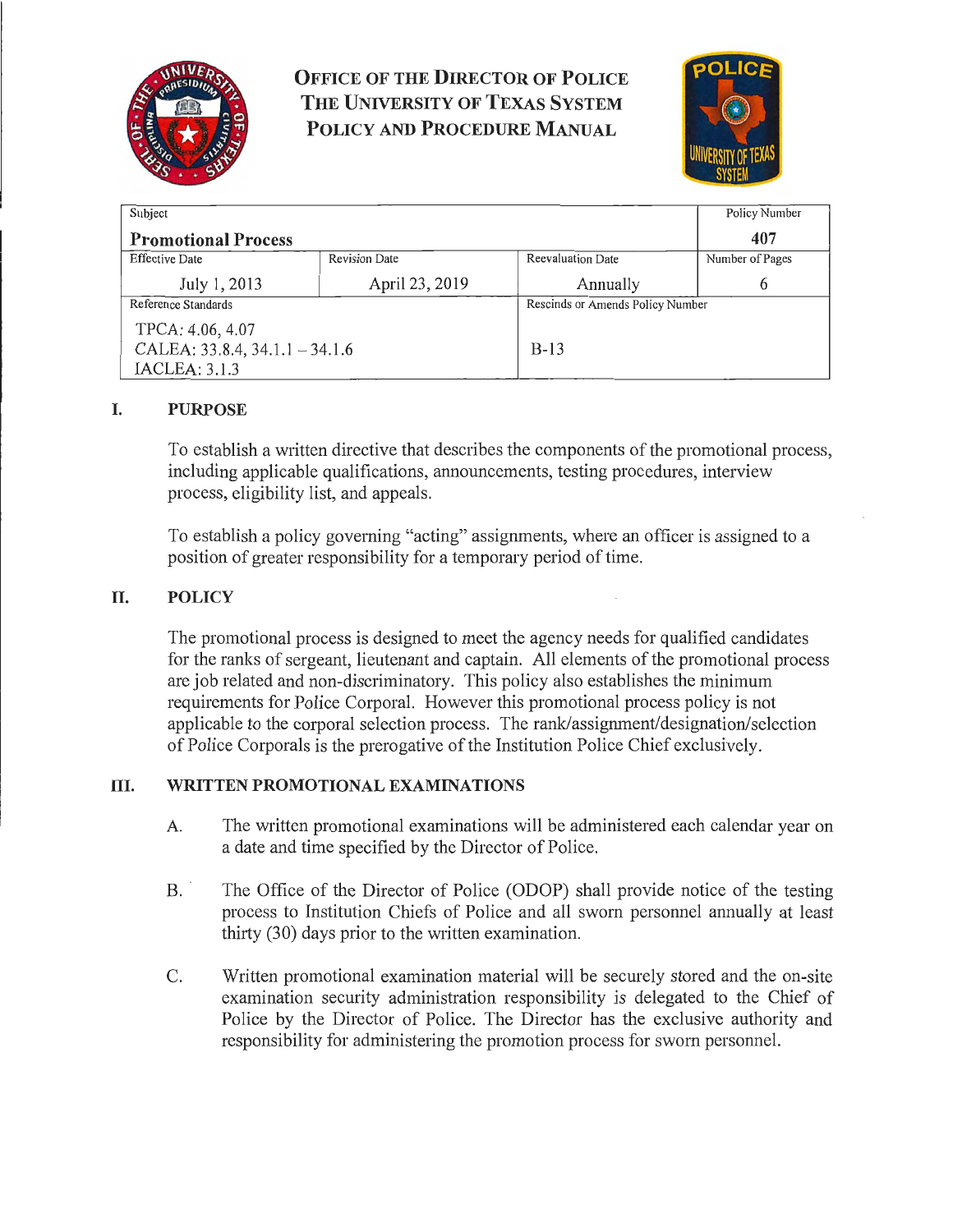# OFFICE OF THE DIRECTOR OF POLICE
# THE UNIVERSITY OF TEXAS SYSTEM
# POLICY AND PROCEDURE MANUAL

| Subject | | | Policy Number |
|---|---|---|---|
| **Promotional Process** | | | **407** |
| Effective Date | Revision Date | Reevaluation Date | Number of Pages |
| July 1, 2013 | April 23, 2019 | Annually | 6 |
| Reference Standards | | Rescinds or Amends Policy Number | |
| TPCA: 4.06, 4.07<br>CALEA: 33.8.4, 34.1.1 – 34.1.6<br>IACLEA: 3.1.3 | | B-13 | |

## I. PURPOSE

To establish a written directive that describes the components of the promotional process, including applicable qualifications, announcements, testing procedures, interview process, eligibility list, and appeals.

To establish a policy governing "acting" assignments, where an officer is assigned to a position of greater responsibility for a temporary period of time.

## II. POLICY

The promotional process is designed to meet the agency needs for qualified candidates for the ranks of sergeant, lieutenant and captain. All elements of the promotional process are job related and non-discriminatory. This policy also establishes the minimum requirements for Police Corporal. However this promotional process policy is not applicable to the corporal selection process. The rank/assignment/designation/selection of Police Corporals is the prerogative of the Institution Police Chief exclusively.

## III. WRITTEN PROMOTIONAL EXAMINATIONS

A. The written promotional examinations will be administered each calendar year on a date and time specified by the Director of Police.

B. The Office of the Director of Police (ODOP) shall provide notice of the testing process to Institution Chiefs of Police and all sworn personnel annually at least thirty (30) days prior to the written examination.

C. Written promotional examination material will be securely stored and the on-site examination security administration responsibility is delegated to the Chief of Police by the Director of Police. The Director has the exclusive authority and responsibility for administering the promotion process for sworn personnel.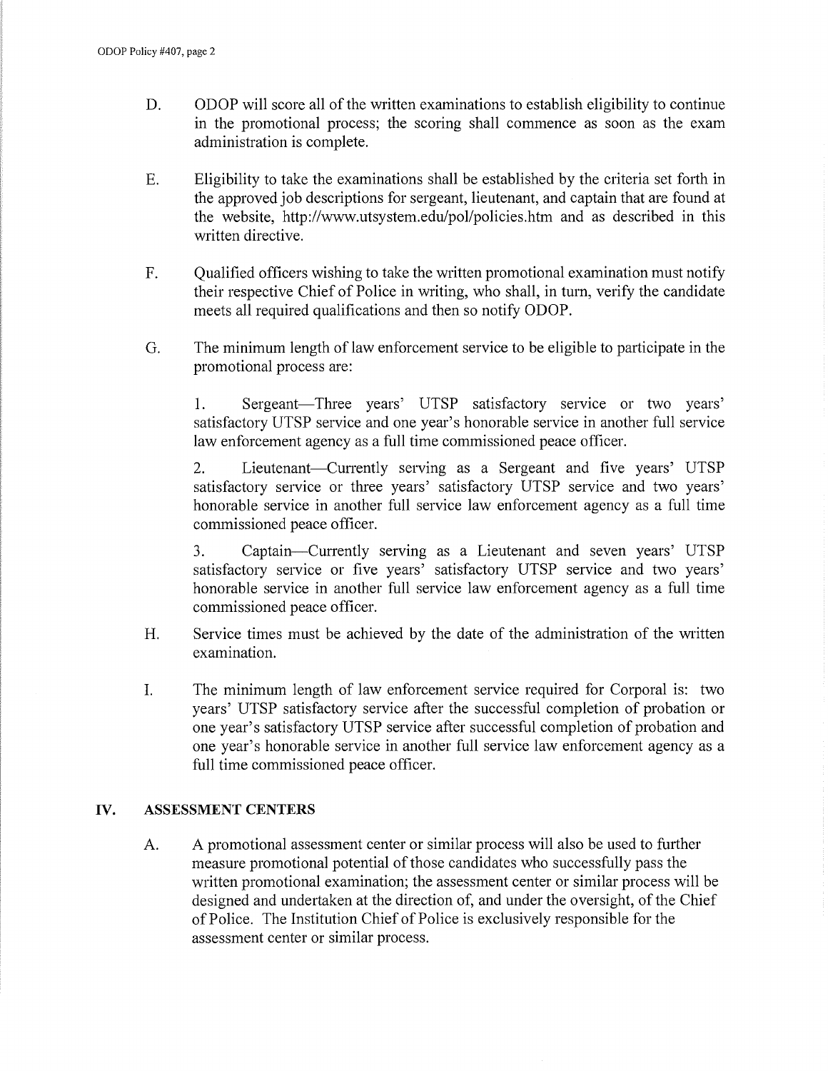D. ODOP will score all of the written examinations to establish eligibility to continue in the promotional process; the scoring shall commence as soon as the exam administration is complete.

E. Eligibility to take the examinations shall be established by the criteria set forth in the approved job descriptions for sergeant, lieutenant, and captain that are found at the website, http://www.utsystem.edu/pol/policies.htm and as described in this written directive.

F. Qualified officers wishing to take the written promotional examination must notify their respective Chief of Police in writing, who shall, in turn, verify the candidate meets all required qualifications and then so notify ODOP.

G. The minimum length of law enforcement service to be eligible to participate in the promotional process are:

1. Sergeant—Three years' UTSP satisfactory service or two years' satisfactory UTSP service and one year's honorable service in another full service law enforcement agency as a full time commissioned peace officer.

2. Lieutenant—Currently serving as a Sergeant and five years' UTSP satisfactory service or three years' satisfactory UTSP service and two years' honorable service in another full service law enforcement agency as a full time commissioned peace officer.

3. Captain—Currently serving as a Lieutenant and seven years' UTSP satisfactory service or five years' satisfactory UTSP service and two years' honorable service in another full service law enforcement agency as a full time commissioned peace officer.

H. Service times must be achieved by the date of the administration of the written examination.

I. The minimum length of law enforcement service required for Corporal is: two years' UTSP satisfactory service after the successful completion of probation or one year's satisfactory UTSP service after successful completion of probation and one year's honorable service in another full service law enforcement agency as a full time commissioned peace officer.

## IV. ASSESSMENT CENTERS

A. A promotional assessment center or similar process will also be used to further measure promotional potential of those candidates who successfully pass the written promotional examination; the assessment center or similar process will be designed and undertaken at the direction of, and under the oversight, of the Chief of Police. The Institution Chief of Police is exclusively responsible for the assessment center or similar process.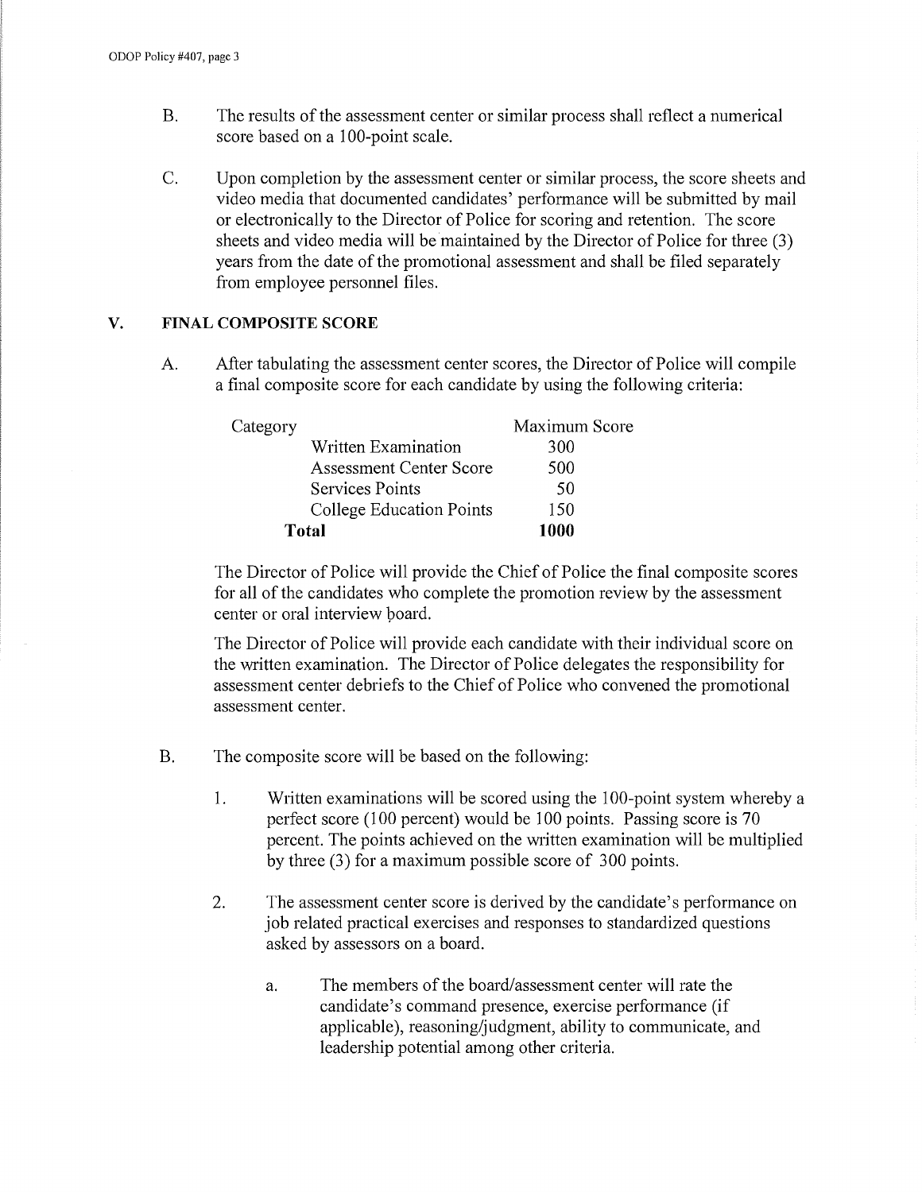B. The results of the assessment center or similar process shall reflect a numerical score based on a 100-point scale.

C. Upon completion by the assessment center or similar process, the score sheets and video media that documented candidates' performance will be submitted by mail or electronically to the Director of Police for scoring and retention. The score sheets and video media will be maintained by the Director of Police for three (3) years from the date of the promotional assessment and shall be filed separately from employee personnel files.

## V. FINAL COMPOSITE SCORE

A. After tabulating the assessment center scores, the Director of Police will compile a final composite score for each candidate by using the following criteria:

| Category | Maximum Score |
| --- | --- |
| Written Examination | 300 |
| Assessment Center Score | 500 |
| Services Points | 50 |
| College Education Points | 150 |
| **Total** | **1000** |

The Director of Police will provide the Chief of Police the final composite scores for all of the candidates who complete the promotion review by the assessment center or oral interview board.

The Director of Police will provide each candidate with their individual score on the written examination. The Director of Police delegates the responsibility for assessment center debriefs to the Chief of Police who convened the promotional assessment center.

B. The composite score will be based on the following:

1. Written examinations will be scored using the 100-point system whereby a perfect score (100 percent) would be 100 points. Passing score is 70 percent. The points achieved on the written examination will be multiplied by three (3) for a maximum possible score of 300 points.

2. The assessment center score is derived by the candidate's performance on job related practical exercises and responses to standardized questions asked by assessors on a board.

   a. The members of the board/assessment center will rate the candidate's command presence, exercise performance (if applicable), reasoning/judgment, ability to communicate, and leadership potential among other criteria.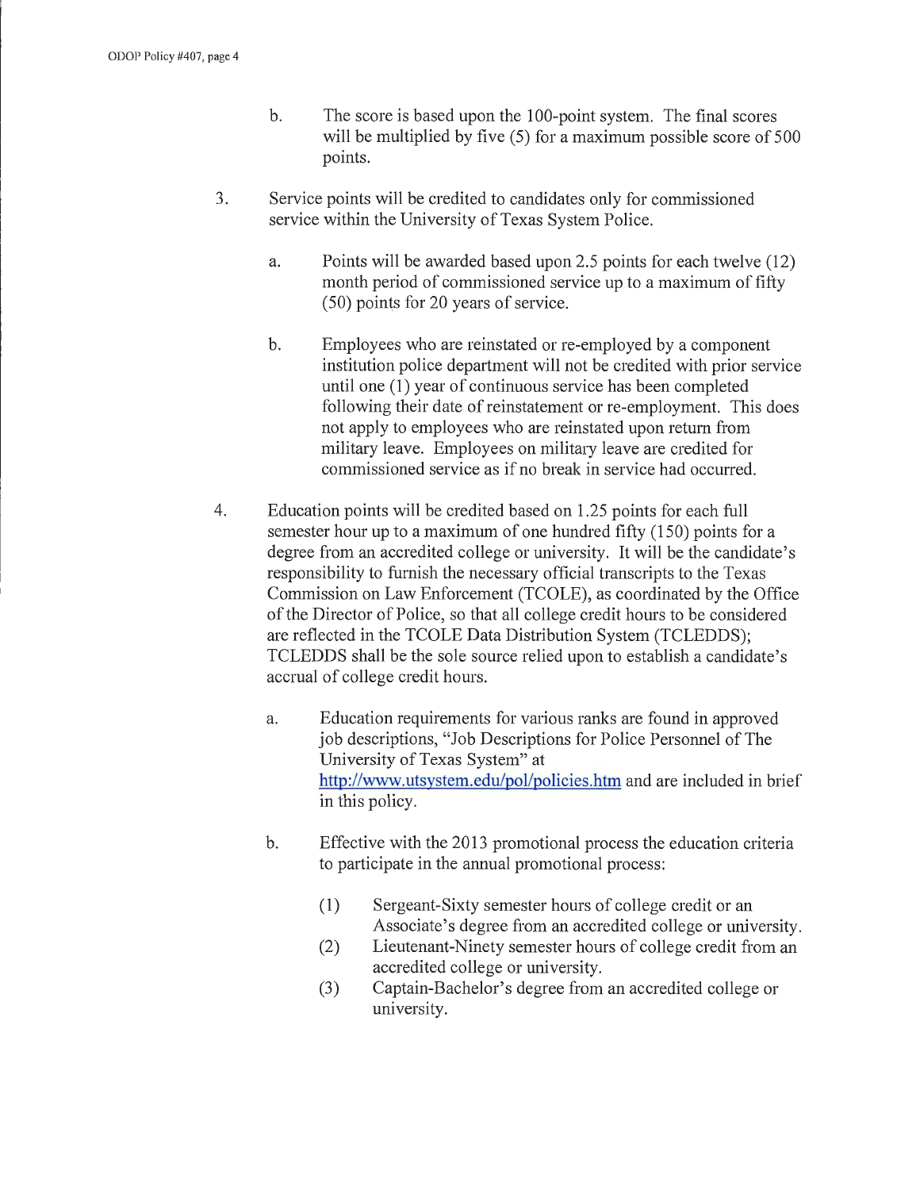b. The score is based upon the 100-point system. The final scores will be multiplied by five (5) for a maximum possible score of 500 points.

3. Service points will be credited to candidates only for commissioned service within the University of Texas System Police.

   a. Points will be awarded based upon 2.5 points for each twelve (12) month period of commissioned service up to a maximum of fifty (50) points for 20 years of service.

   b. Employees who are reinstated or re-employed by a component institution police department will not be credited with prior service until one (1) year of continuous service has been completed following their date of reinstatement or re-employment. This does not apply to employees who are reinstated upon return from military leave. Employees on military leave are credited for commissioned service as if no break in service had occurred.

4. Education points will be credited based on 1.25 points for each full semester hour up to a maximum of one hundred fifty (150) points for a degree from an accredited college or university. It will be the candidate's responsibility to furnish the necessary official transcripts to the Texas Commission on Law Enforcement (TCOLE), as coordinated by the Office of the Director of Police, so that all college credit hours to be considered are reflected in the TCOLE Data Distribution System (TCLEDDS); TCLEDDS shall be the sole source relied upon to establish a candidate's accrual of college credit hours.

   a. Education requirements for various ranks are found in approved job descriptions, "Job Descriptions for Police Personnel of The University of Texas System" at http://www.utsystem.edu/pol/policies.htm and are included in brief in this policy.

   b. Effective with the 2013 promotional process the education criteria to participate in the annual promotional process:

      (1) Sergeant-Sixty semester hours of college credit or an Associate's degree from an accredited college or university.
      (2) Lieutenant-Ninety semester hours of college credit from an accredited college or university.
      (3) Captain-Bachelor's degree from an accredited college or university.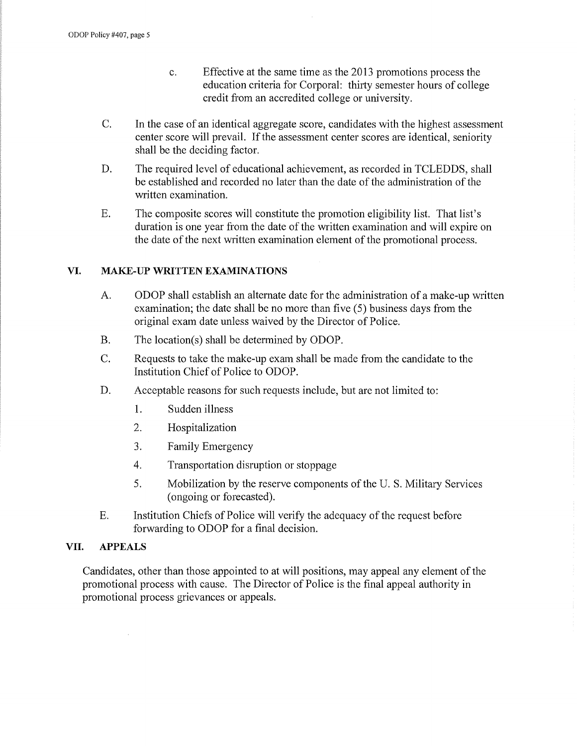c. Effective at the same time as the 2013 promotions process the education criteria for Corporal: thirty semester hours of college credit from an accredited college or university.

C. In the case of an identical aggregate score, candidates with the highest assessment center score will prevail. If the assessment center scores are identical, seniority shall be the deciding factor.

D. The required level of educational achievement, as recorded in TCLEDDS, shall be established and recorded no later than the date of the administration of the written examination.

E. The composite scores will constitute the promotion eligibility list. That list's duration is one year from the date of the written examination and will expire on the date of the next written examination element of the promotional process.

## VI. MAKE-UP WRITTEN EXAMINATIONS

A. ODOP shall establish an alternate date for the administration of a make-up written examination; the date shall be no more than five (5) business days from the original exam date unless waived by the Director of Police.

B. The location(s) shall be determined by ODOP.

C. Requests to take the make-up exam shall be made from the candidate to the Institution Chief of Police to ODOP.

D. Acceptable reasons for such requests include, but are not limited to:

1. Sudden illness
2. Hospitalization
3. Family Emergency
4. Transportation disruption or stoppage
5. Mobilization by the reserve components of the U. S. Military Services (ongoing or forecasted).

E. Institution Chiefs of Police will verify the adequacy of the request before forwarding to ODOP for a final decision.

## VII. APPEALS

Candidates, other than those appointed to at will positions, may appeal any element of the promotional process with cause. The Director of Police is the final appeal authority in promotional process grievances or appeals.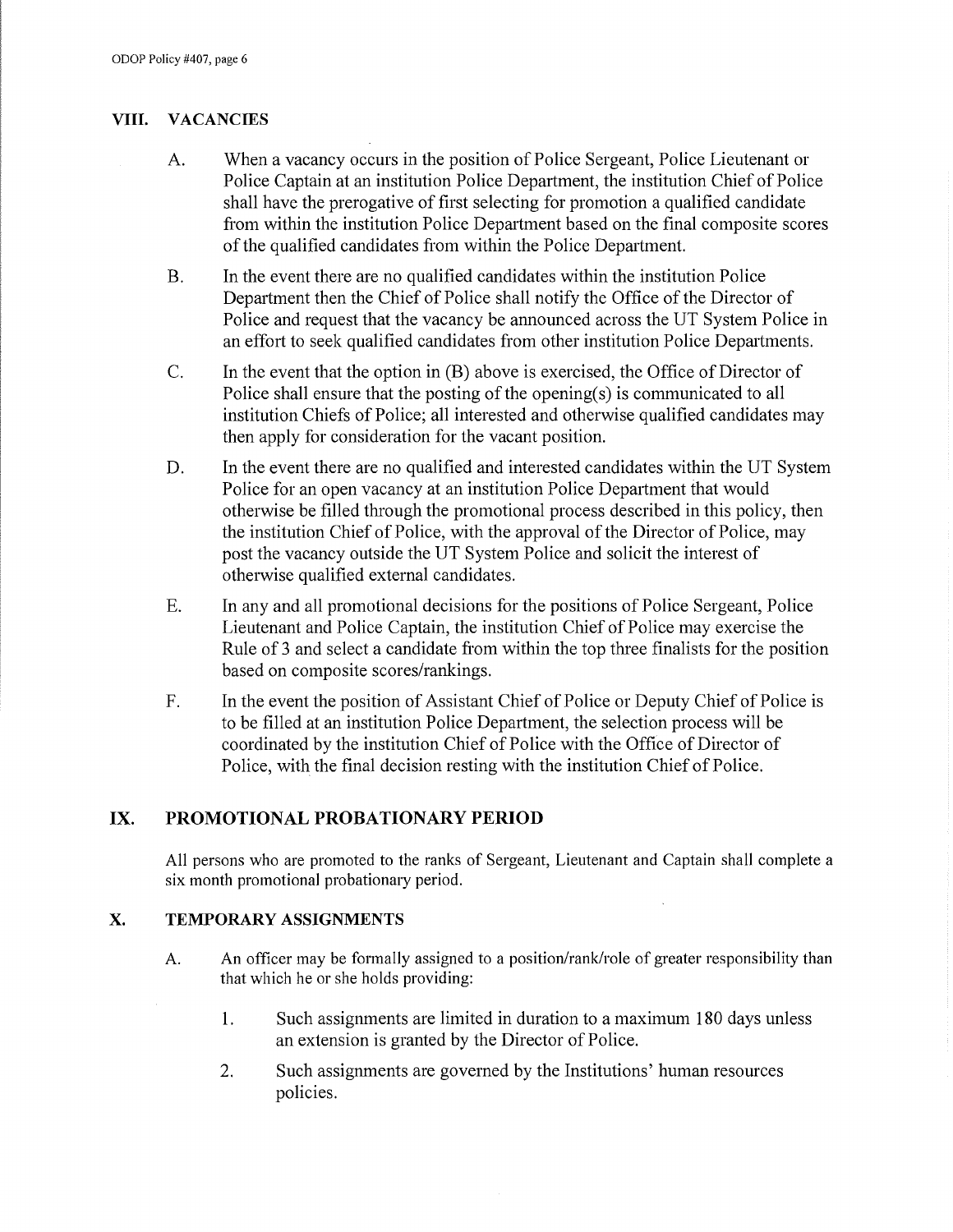## VIII. VACANCIES

A. When a vacancy occurs in the position of Police Sergeant, Police Lieutenant or Police Captain at an institution Police Department, the institution Chief of Police shall have the prerogative of first selecting for promotion a qualified candidate from within the institution Police Department based on the final composite scores of the qualified candidates from within the Police Department.

B. In the event there are no qualified candidates within the institution Police Department then the Chief of Police shall notify the Office of the Director of Police and request that the vacancy be announced across the UT System Police in an effort to seek qualified candidates from other institution Police Departments.

C. In the event that the option in (B) above is exercised, the Office of Director of Police shall ensure that the posting of the opening(s) is communicated to all institution Chiefs of Police; all interested and otherwise qualified candidates may then apply for consideration for the vacant position.

D. In the event there are no qualified and interested candidates within the UT System Police for an open vacancy at an institution Police Department that would otherwise be filled through the promotional process described in this policy, then the institution Chief of Police, with the approval of the Director of Police, may post the vacancy outside the UT System Police and solicit the interest of otherwise qualified external candidates.

E. In any and all promotional decisions for the positions of Police Sergeant, Police Lieutenant and Police Captain, the institution Chief of Police may exercise the Rule of 3 and select a candidate from within the top three finalists for the position based on composite scores/rankings.

F. In the event the position of Assistant Chief of Police or Deputy Chief of Police is to be filled at an institution Police Department, the selection process will be coordinated by the institution Chief of Police with the Office of Director of Police, with the final decision resting with the institution Chief of Police.

## IX. PROMOTIONAL PROBATIONARY PERIOD

All persons who are promoted to the ranks of Sergeant, Lieutenant and Captain shall complete a six month promotional probationary period.

## X. TEMPORARY ASSIGNMENTS

A. An officer may be formally assigned to a position/rank/role of greater responsibility than that which he or she holds providing:

1. Such assignments are limited in duration to a maximum 180 days unless an extension is granted by the Director of Police.

2. Such assignments are governed by the Institutions' human resources policies.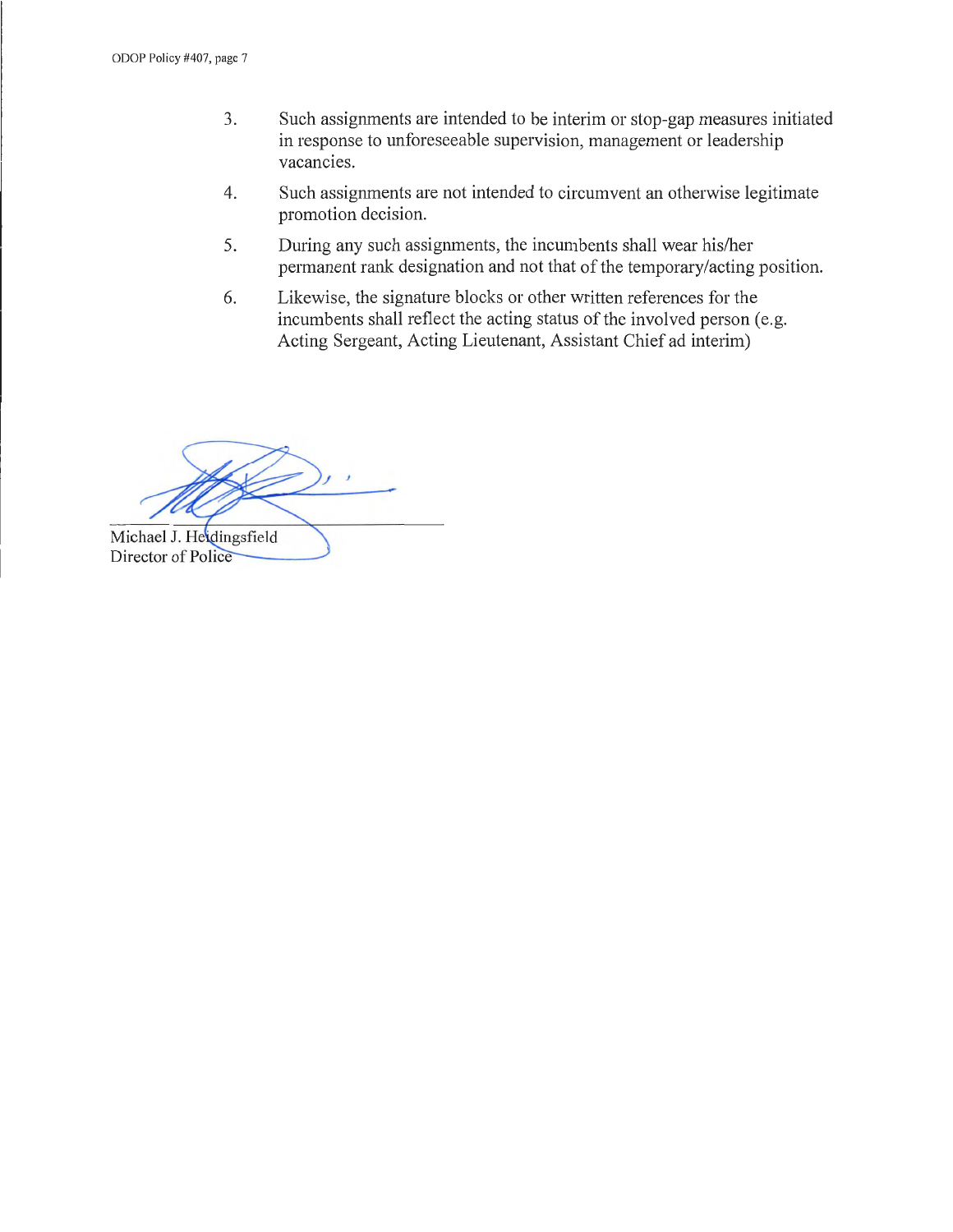3. Such assignments are intended to be interim or stop-gap measures initiated in response to unforeseeable supervision, management or leadership vacancies.

4. Such assignments are not intended to circumvent an otherwise legitimate promotion decision.

5. During any such assignments, the incumbents shall wear his/her permanent rank designation and not that of the temporary/acting position.

6. Likewise, the signature blocks or other written references for the incumbents shall reflect the acting status of the involved person (e.g. Acting Sergeant, Acting Lieutenant, Assistant Chief ad interim)

Michael J. Heidingsfield
Director of Police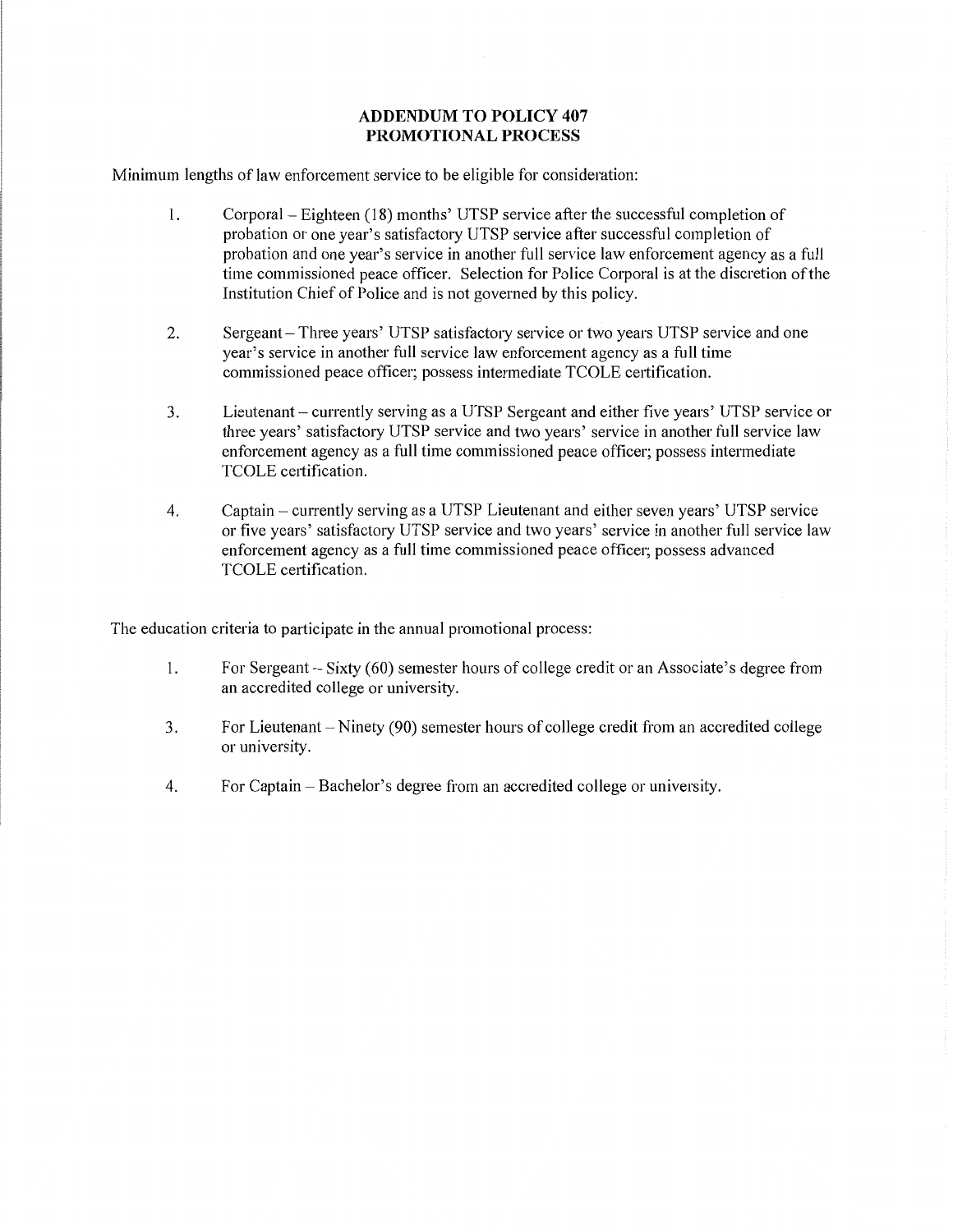# ADDENDUM TO POLICY 407
# PROMOTIONAL PROCESS

Minimum lengths of law enforcement service to be eligible for consideration:

1. Corporal – Eighteen (18) months' UTSP service after the successful completion of probation or one year's satisfactory UTSP service after successful completion of probation and one year's service in another full service law enforcement agency as a full time commissioned peace officer. Selection for Police Corporal is at the discretion of the Institution Chief of Police and is not governed by this policy.

2. Sergeant – Three years' UTSP satisfactory service or two years UTSP service and one year's service in another full service law enforcement agency as a full time commissioned peace officer; possess intermediate TCOLE certification.

3. Lieutenant – currently serving as a UTSP Sergeant and either five years' UTSP service or three years' satisfactory UTSP service and two years' service in another full service law enforcement agency as a full time commissioned peace officer; possess intermediate TCOLE certification.

4. Captain – currently serving as a UTSP Lieutenant and either seven years' UTSP service or five years' satisfactory UTSP service and two years' service in another full service law enforcement agency as a full time commissioned peace officer; possess advanced TCOLE certification.

The education criteria to participate in the annual promotional process:

1. For Sergeant – Sixty (60) semester hours of college credit or an Associate's degree from an accredited college or university.

3. For Lieutenant – Ninety (90) semester hours of college credit from an accredited college or university.

4. For Captain – Bachelor's degree from an accredited college or university.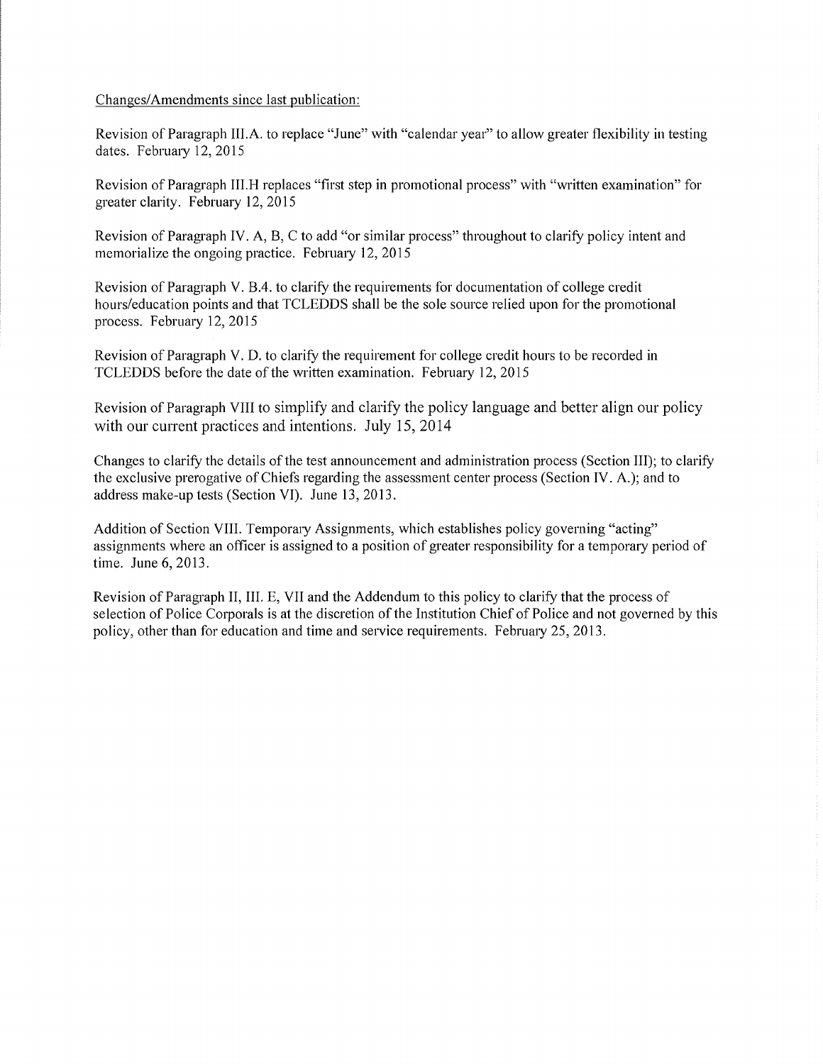Changes/Amendments since last publication:

Revision of Paragraph III.A. to replace "June" with "calendar year" to allow greater flexibility in testing dates. February 12, 2015

Revision of Paragraph III.H replaces "first step in promotional process" with "written examination" for greater clarity. February 12, 2015

Revision of Paragraph IV. A, B, C to add "or similar process" throughout to clarify policy intent and memorialize the ongoing practice. February 12, 2015

Revision of Paragraph V. B.4. to clarify the requirements for documentation of college credit hours/education points and that TCLEDDS shall be the sole source relied upon for the promotional process. February 12, 2015

Revision of Paragraph V. D. to clarify the requirement for college credit hours to be recorded in TCLEDDS before the date of the written examination. February 12, 2015

Revision of Paragraph VIII to simplify and clarify the policy language and better align our policy with our current practices and intentions. July 15, 2014

Changes to clarify the details of the test announcement and administration process (Section III); to clarify the exclusive prerogative of Chiefs regarding the assessment center process (Section IV. A.); and to address make-up tests (Section VI). June 13, 2013.

Addition of Section VIII. Temporary Assignments, which establishes policy governing "acting" assignments where an officer is assigned to a position of greater responsibility for a temporary period of time. June 6, 2013.

Revision of Paragraph II, III. E, VII and the Addendum to this policy to clarify that the process of selection of Police Corporals is at the discretion of the Institution Chief of Police and not governed by this policy, other than for education and time and service requirements. February 25, 2013.